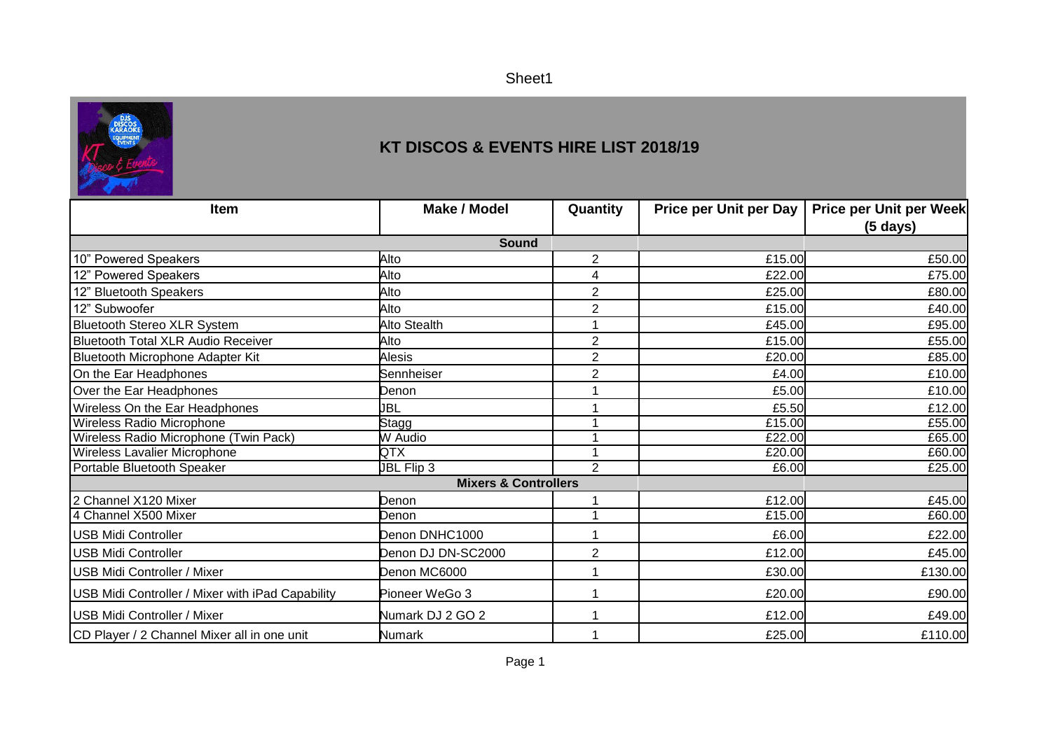# KT DISCOS & EVENTS HIRE LIST 2018/19

| Item | Make / Model | Quantity | Price per Unit per Day | Price per Unit per Week (5 days) |
|---|---|---|---|---|
| **Sound** | | | | |
| 10" Powered Speakers | Alto | 2 | £15.00 | £50.00 |
| 12" Powered Speakers | Alto | 4 | £22.00 | £75.00 |
| 12" Bluetooth Speakers | Alto | 2 | £25.00 | £80.00 |
| 12" Subwoofer | Alto | 2 | £15.00 | £40.00 |
| Bluetooth Stereo XLR System | Alto Stealth | 1 | £45.00 | £95.00 |
| Bluetooth Total XLR Audio Receiver | Alto | 2 | £15.00 | £55.00 |
| Bluetooth Microphone Adapter Kit | Alesis | 2 | £20.00 | £85.00 |
| On the Ear Headphones | Sennheiser | 2 | £4.00 | £10.00 |
| Over the Ear Headphones | Denon | 1 | £5.00 | £10.00 |
| Wireless On the Ear Headphones | JBL | 1 | £5.50 | £12.00 |
| Wireless Radio Microphone | Stagg | 1 | £15.00 | £55.00 |
| Wireless Radio Microphone (Twin Pack) | W Audio | 1 | £22.00 | £65.00 |
| Wireless Lavalier Microphone | QTX | 1 | £20.00 | £60.00 |
| Portable Bluetooth Speaker | JBL Flip 3 | 2 | £6.00 | £25.00 |
| **Mixers & Controllers** | | | | |
| 2 Channel X120 Mixer | Denon | 1 | £12.00 | £45.00 |
| 4 Channel X500 Mixer | Denon | 1 | £15.00 | £60.00 |
| USB Midi Controller | Denon DNHC1000 | 1 | £6.00 | £22.00 |
| USB Midi Controller | Denon DJ DN-SC2000 | 2 | £12.00 | £45.00 |
| USB Midi Controller / Mixer | Denon MC6000 | 1 | £30.00 | £130.00 |
| USB Midi Controller / Mixer with iPad Capability | Pioneer WeGo 3 | 1 | £20.00 | £90.00 |
| USB Midi Controller / Mixer | Numark DJ 2 GO 2 | 1 | £12.00 | £49.00 |
| CD Player / 2 Channel Mixer all in one unit | Numark | 1 | £25.00 | £110.00 |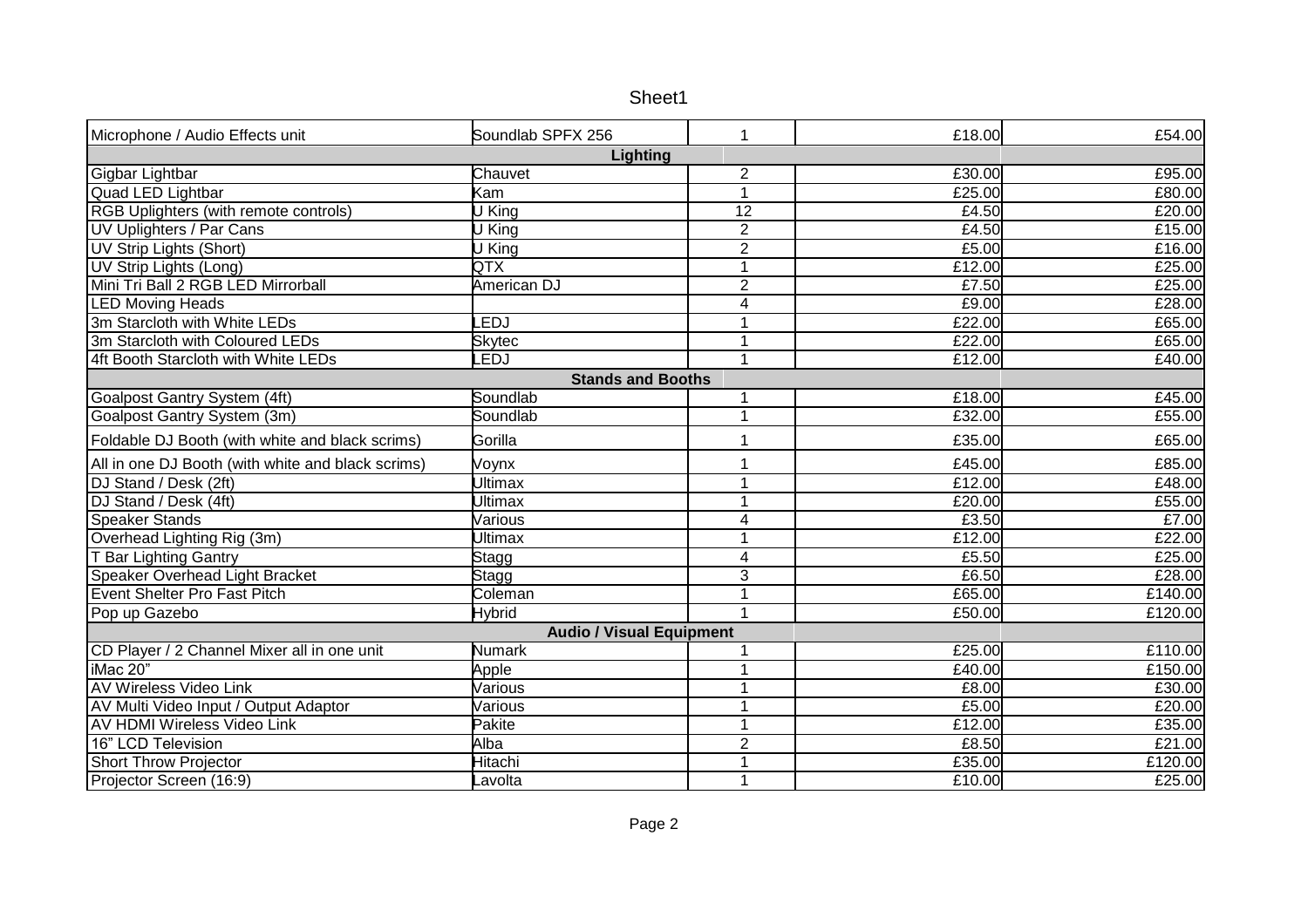Sheet1

| | | | | |
|---|---|---|---|---|
| Microphone / Audio Effects unit | Soundlab SPFX 256 | 1 | £18.00 | £54.00 |
| **Lighting** | | | | |
| Gigbar Lightbar | Chauvet | 2 | £30.00 | £95.00 |
| Quad LED Lightbar | Kam | 1 | £25.00 | £80.00 |
| RGB Uplighters (with remote controls) | U King | 12 | £4.50 | £20.00 |
| UV Uplighters / Par Cans | U King | 2 | £4.50 | £15.00 |
| UV Strip Lights (Short) | U King | 2 | £5.00 | £16.00 |
| UV Strip Lights (Long) | QTX | 1 | £12.00 | £25.00 |
| Mini Tri Ball 2 RGB LED Mirrorball | American DJ | 2 | £7.50 | £25.00 |
| LED Moving Heads | | 4 | £9.00 | £28.00 |
| 3m Starcloth with White LEDs | LEDJ | 1 | £22.00 | £65.00 |
| 3m Starcloth with Coloured LEDs | Skytec | 1 | £22.00 | £65.00 |
| 4ft Booth Starcloth with White LEDs | LEDJ | 1 | £12.00 | £40.00 |
| **Stands and Booths** | | | | |
| Goalpost Gantry System (4ft) | Soundlab | 1 | £18.00 | £45.00 |
| Goalpost Gantry System (3m) | Soundlab | 1 | £32.00 | £55.00 |
| Foldable DJ Booth (with white and black scrims) | Gorilla | 1 | £35.00 | £65.00 |
| All in one DJ Booth (with white and black scrims) | Voynx | 1 | £45.00 | £85.00 |
| DJ Stand / Desk (2ft) | Ultimax | 1 | £12.00 | £48.00 |
| DJ Stand / Desk (4ft) | Ultimax | 1 | £20.00 | £55.00 |
| Speaker Stands | Various | 4 | £3.50 | £7.00 |
| Overhead Lighting Rig (3m) | Ultimax | 1 | £12.00 | £22.00 |
| T Bar Lighting Gantry | Stagg | 4 | £5.50 | £25.00 |
| Speaker Overhead Light Bracket | Stagg | 3 | £6.50 | £28.00 |
| Event Shelter Pro Fast Pitch | Coleman | 1 | £65.00 | £140.00 |
| Pop up Gazebo | Hybrid | 1 | £50.00 | £120.00 |
| **Audio / Visual Equipment** | | | | |
| CD Player / 2 Channel Mixer all in one unit | Numark | 1 | £25.00 | £110.00 |
| iMac 20" | Apple | 1 | £40.00 | £150.00 |
| AV Wireless Video Link | Various | 1 | £8.00 | £30.00 |
| AV Multi Video Input / Output Adaptor | Various | 1 | £5.00 | £20.00 |
| AV HDMI Wireless Video Link | Pakite | 1 | £12.00 | £35.00 |
| 16" LCD Television | Alba | 2 | £8.50 | £21.00 |
| Short Throw Projector | Hitachi | 1 | £35.00 | £120.00 |
| Projector Screen (16:9) | Lavolta | 1 | £10.00 | £25.00 |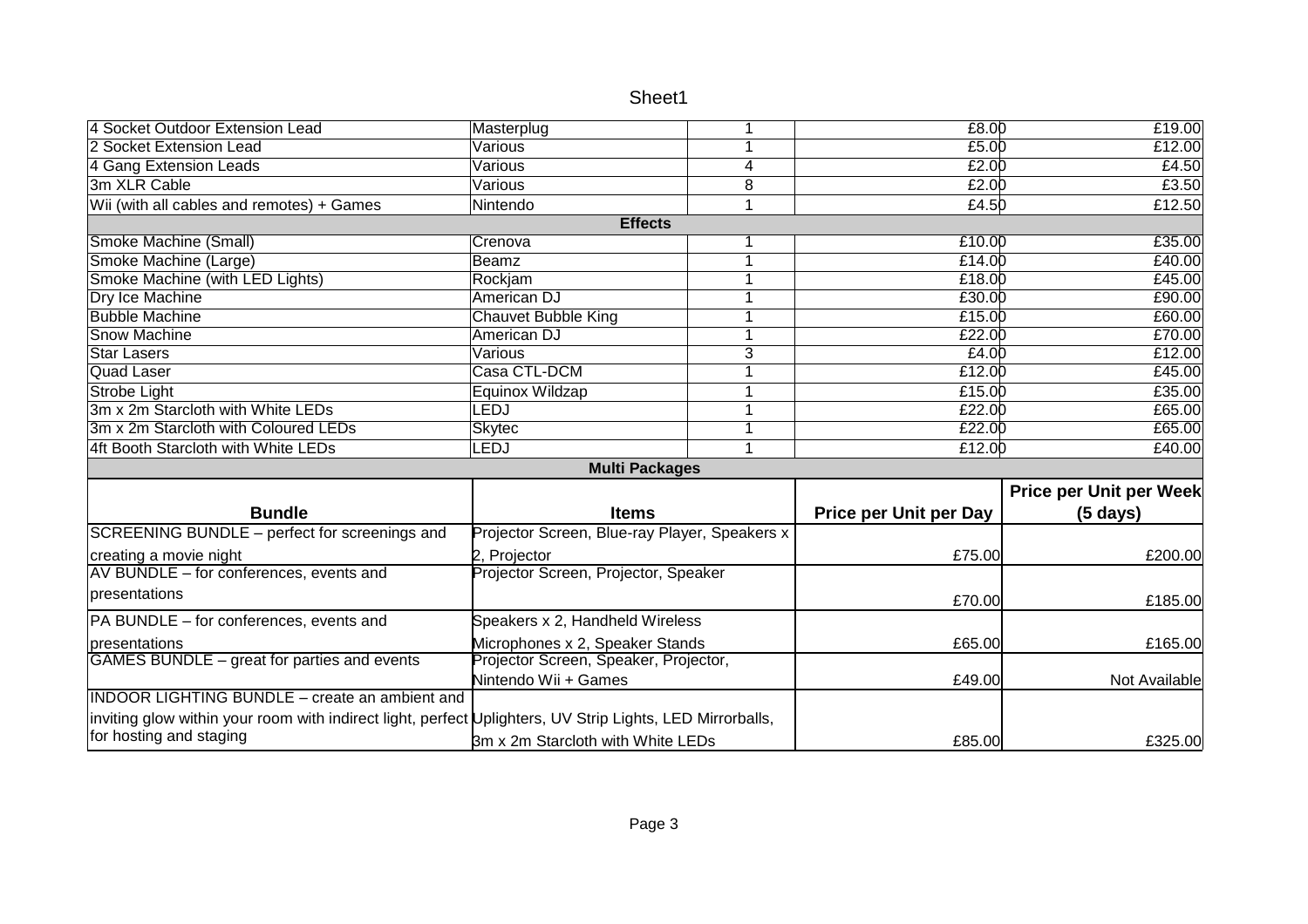Sheet1

| | | | | |
|---|---|---|---|---|
| 4 Socket Outdoor Extension Lead | Masterplug | 1 | £8.00 | £19.00 |
| 2 Socket Extension Lead | Various | 1 | £5.00 | £12.00 |
| 4 Gang Extension Leads | Various | 4 | £2.00 | £4.50 |
| 3m XLR Cable | Various | 8 | £2.00 | £3.50 |
| Wii (with all cables and remotes) + Games | Nintendo | 1 | £4.50 | £12.50 |
| | **Effects** | | | |
| Smoke Machine (Small) | Crenova | 1 | £10.00 | £35.00 |
| Smoke Machine (Large) | Beamz | 1 | £14.00 | £40.00 |
| Smoke Machine (with LED Lights) | Rockjam | 1 | £18.00 | £45.00 |
| Dry Ice Machine | American DJ | 1 | £30.00 | £90.00 |
| Bubble Machine | Chauvet Bubble King | 1 | £15.00 | £60.00 |
| Snow Machine | American DJ | 1 | £22.00 | £70.00 |
| Star Lasers | Various | 3 | £4.00 | £12.00 |
| Quad Laser | Casa CTL-DCM | 1 | £12.00 | £45.00 |
| Strobe Light | Equinox Wildzap | 1 | £15.00 | £35.00 |
| 3m x 2m Starcloth with White LEDs | LEDJ | 1 | £22.00 | £65.00 |
| 3m x 2m Starcloth with Coloured LEDs | Skytec | 1 | £22.00 | £65.00 |
| 4ft Booth Starcloth with White LEDs | LEDJ | 1 | £12.00 | £40.00 |

**Multi Packages**

| Bundle | Items | Price per Unit per Day | Price per Unit per Week (5 days) |
|---|---|---|---|
| SCREENING BUNDLE – perfect for screenings and creating a movie night | Projector Screen, Blue-ray Player, Speakers x 2, Projector | £75.00 | £200.00 |
| AV BUNDLE – for conferences, events and presentations | Projector Screen, Projector, Speaker | £70.00 | £185.00 |
| PA BUNDLE – for conferences, events and presentations | Speakers x 2, Handheld Wireless Microphones x 2, Speaker Stands | £65.00 | £165.00 |
| GAMES BUNDLE – great for parties and events | Projector Screen, Speaker, Projector, Nintendo Wii + Games | £49.00 | Not Available |
| INDOOR LIGHTING BUNDLE – create an ambient and inviting glow within your room with indirect light, perfect for hosting and staging | Uplighters, UV Strip Lights, LED Mirrorballs, 3m x 2m Starcloth with White LEDs | £85.00 | £325.00 |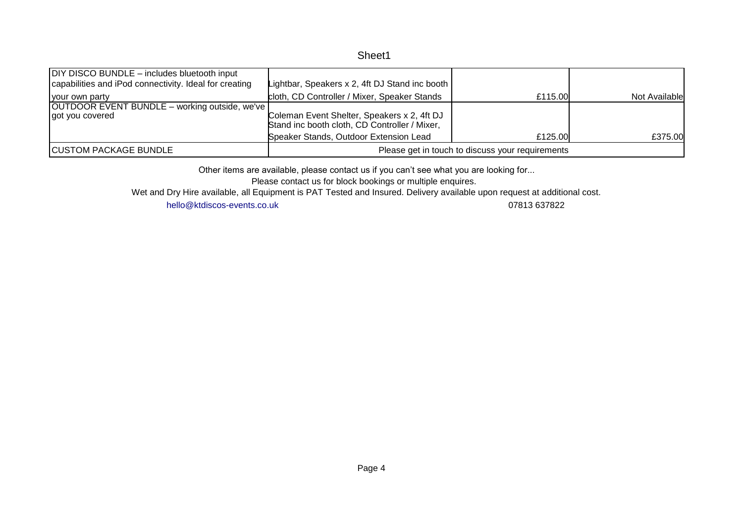| | | | |
|---|---|---|---|
| DIY DISCO BUNDLE – includes bluetooth input capabilities and iPod connectivity. Ideal for creating your own party | Lightbar, Speakers x 2, 4ft DJ Stand inc booth cloth, CD Controller / Mixer, Speaker Stands | £115.00 | Not Available |
| OUTDOOR EVENT BUNDLE – working outside, we've got you covered | Coleman Event Shelter, Speakers x 2, 4ft DJ Stand inc booth cloth, CD Controller / Mixer, Speaker Stands, Outdoor Extension Lead | £125.00 | £375.00 |
| CUSTOM PACKAGE BUNDLE | Please get in touch to discuss your requirements | | |

Other items are available, please contact us if you can't see what you are looking for...

Please contact us for block bookings or multiple enquires.

Wet and Dry Hire available, all Equipment is PAT Tested and Insured. Delivery available upon request at additional cost.

hello@ktdiscos-events.co.uk 07813 637822